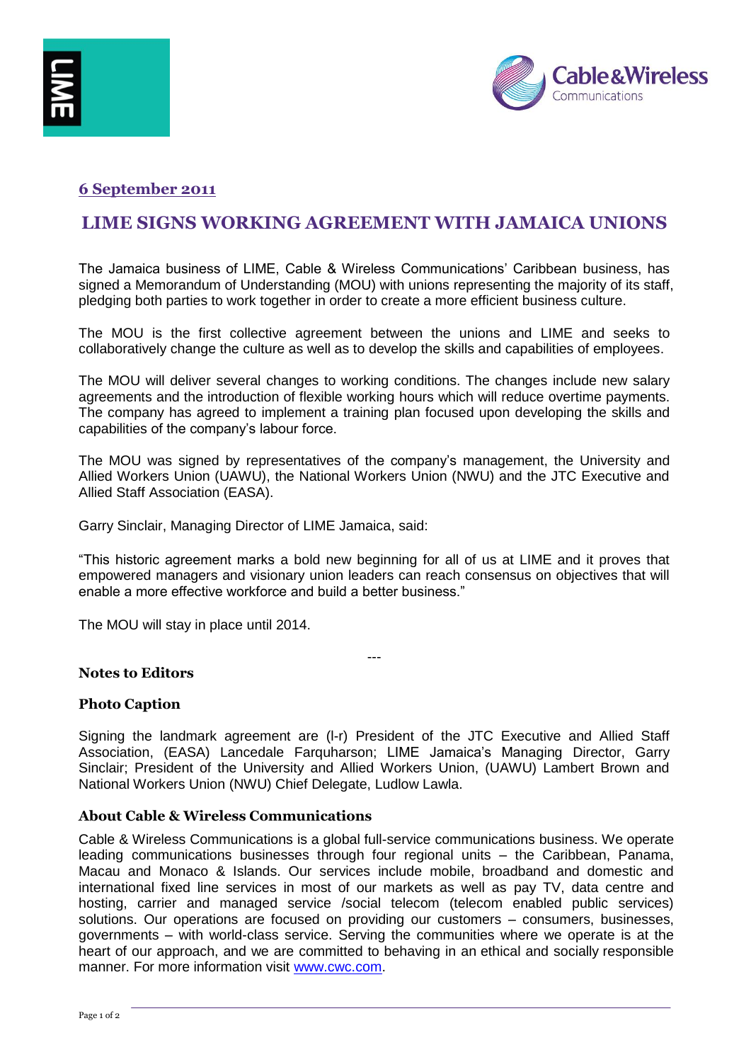**6 September 2011**

# LIME SIGNS WORKING AGREEMENT WITH JAMAICA UNIONS

The Jamaica business of LIME, Cable & Wireless Communications' Caribbean business, has signed a Memorandum of Understanding (MOU) with unions representing the majority of its staff, pledging both parties to work together in order to create a more efficient business culture.

The MOU is the first collective agreement between the unions and LIME and seeks to collaboratively change the culture as well as to develop the skills and capabilities of employees.

The MOU will deliver several changes to working conditions. The changes include new salary agreements and the introduction of flexible working hours which will reduce overtime payments. The company has agreed to implement a training plan focused upon developing the skills and capabilities of the company's labour force.

The MOU was signed by representatives of the company's management, the University and Allied Workers Union (UAWU), the National Workers Union (NWU) and the JTC Executive and Allied Staff Association (EASA).

Garry Sinclair, Managing Director of LIME Jamaica, said:

"This historic agreement marks a bold new beginning for all of us at LIME and it proves that empowered managers and visionary union leaders can reach consensus on objectives that will enable a more effective workforce and build a better business."

The MOU will stay in place until 2014.

---

### Notes to Editors

### Photo Caption

Signing the landmark agreement are (l-r) President of the JTC Executive and Allied Staff Association, (EASA) Lancedale Farquharson; LIME Jamaica's Managing Director, Garry Sinclair; President of the University and Allied Workers Union, (UAWU) Lambert Brown and National Workers Union (NWU) Chief Delegate, Ludlow Lawla.

### About Cable & Wireless Communications

Cable & Wireless Communications is a global full-service communications business. We operate leading communications businesses through four regional units – the Caribbean, Panama, Macau and Monaco & Islands. Our services include mobile, broadband and domestic and international fixed line services in most of our markets as well as pay TV, data centre and hosting, carrier and managed service /social telecom (telecom enabled public services) solutions. Our operations are focused on providing our customers – consumers, businesses, governments – with world-class service. Serving the communities where we operate is at the heart of our approach, and we are committed to behaving in an ethical and socially responsible manner. For more information visit www.cwc.com.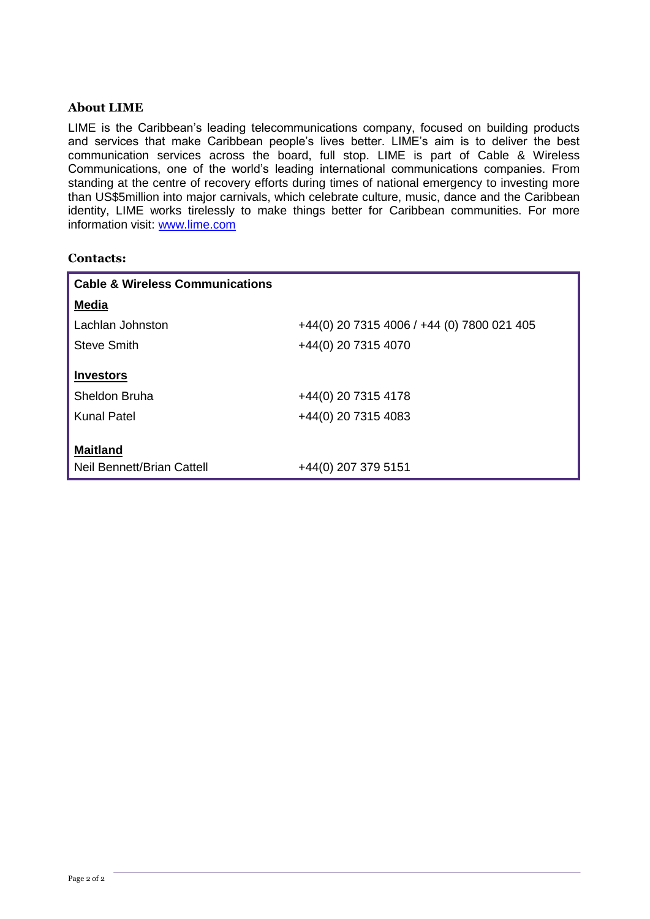### About LIME

LIME is the Caribbean's leading telecommunications company, focused on building products and services that make Caribbean people's lives better. LIME's aim is to deliver the best communication services across the board, full stop. LIME is part of Cable & Wireless Communications, one of the world's leading international communications companies. From standing at the centre of recovery efforts during times of national emergency to investing more than US$5million into major carnivals, which celebrate culture, music, dance and the Caribbean identity, LIME works tirelessly to make things better for Caribbean communities. For more information visit: www.lime.com

### Contacts:

| | |
|---|---|
| **Cable & Wireless Communications** | |
| **Media** | |
| Lachlan Johnston | +44(0) 20 7315 4006 / +44 (0) 7800 021 405 |
| Steve Smith | +44(0) 20 7315 4070 |
| **Investors** | |
| Sheldon Bruha | +44(0) 20 7315 4178 |
| Kunal Patel | +44(0) 20 7315 4083 |
| **Maitland** | |
| Neil Bennett/Brian Cattell | +44(0) 207 379 5151 |